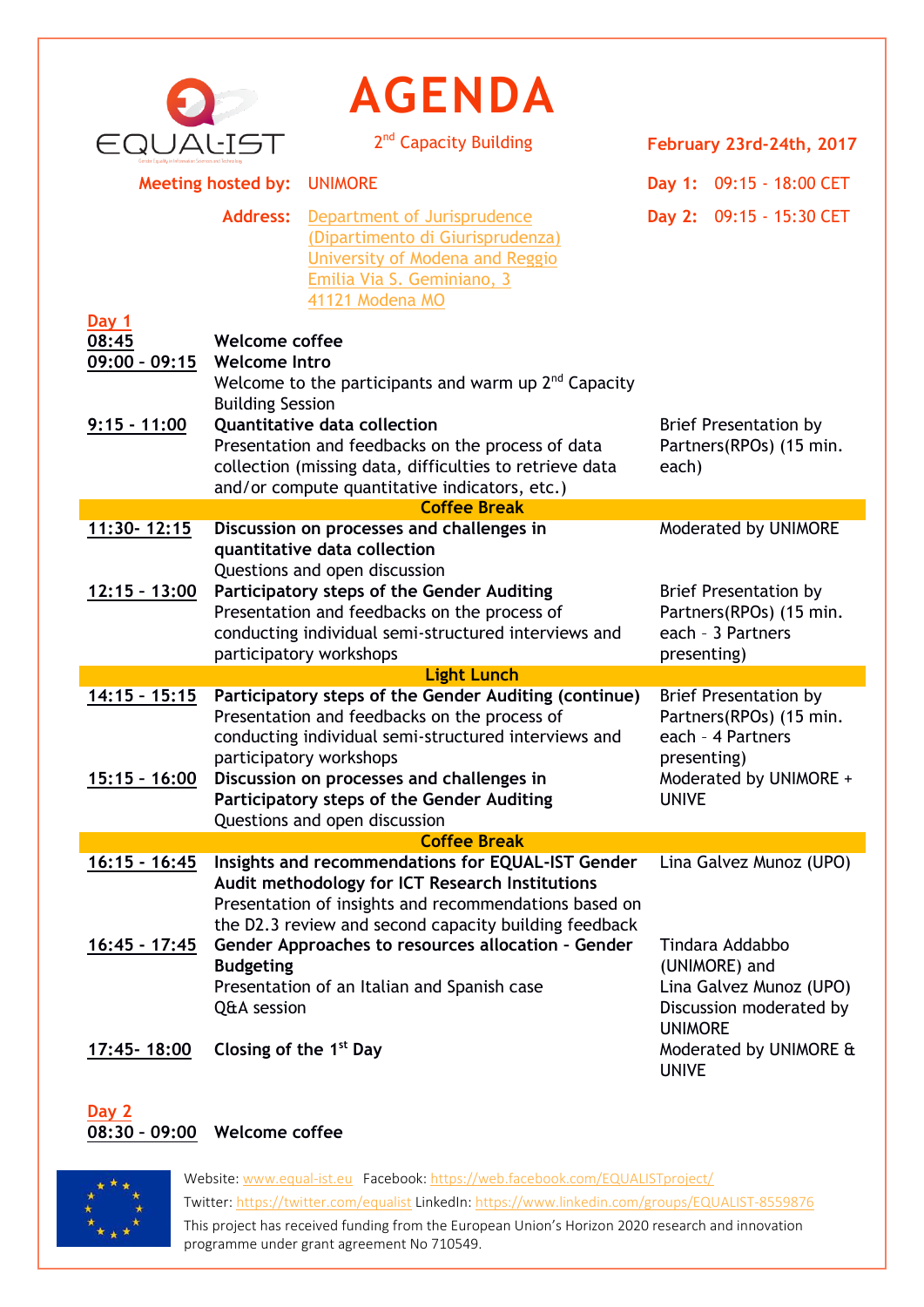# AGENDA

EQUAL-IST

2nd Capacity Building

**February 23rd-24th, 2017**

**Meeting hosted by:** UNIMORE

**Address:** Department of Jurisprudence (Dipartimento di Giurisprudenza) University of Modena and Reggio Emilia Via S. Geminiano, 3 41121 Modena MO

**Day 1:** 09:15 - 18:00 CET

**Day 2:** 09:15 - 15:30 CET

## Day 1

| Time | Session | Presenter / Moderator |
|---|---|---|
| 08:45 | **Welcome coffee** | |
| 09:00 - 09:15 | **Welcome Intro**<br>Welcome to the participants and warm up 2nd Capacity Building Session | |
| 9:15 - 11:00 | **Quantitative data collection**<br>Presentation and feedbacks on the process of data collection (missing data, difficulties to retrieve data and/or compute quantitative indicators, etc.) | Brief Presentation by Partners(RPOs) (15 min. each) |
| | **Coffee Break** | |
| 11:30- 12:15 | **Discussion on processes and challenges in quantitative data collection**<br>Questions and open discussion | Moderated by UNIMORE |
| 12:15 - 13:00 | **Participatory steps of the Gender Auditing**<br>Presentation and feedbacks on the process of conducting individual semi-structured interviews and participatory workshops | Brief Presentation by Partners(RPOs) (15 min. each - 3 Partners presenting) |
| | **Light Lunch** | |
| 14:15 - 15:15 | **Participatory steps of the Gender Auditing (continue)**<br>Presentation and feedbacks on the process of conducting individual semi-structured interviews and participatory workshops | Brief Presentation by Partners(RPOs) (15 min. each - 4 Partners presenting) |
| 15:15 - 16:00 | **Discussion on processes and challenges in Participatory steps of the Gender Auditing**<br>Questions and open discussion | Moderated by UNIMORE + UNIVE |
| | **Coffee Break** | |
| 16:15 - 16:45 | **Insights and recommendations for EQUAL-IST Gender Audit methodology for ICT Research Institutions**<br>Presentation of insights and recommendations based on the D2.3 review and second capacity building feedback | Lina Galvez Munoz (UPO) |
| 16:45 - 17:45 | **Gender Approaches to resources allocation - Gender Budgeting**<br>Presentation of an Italian and Spanish case<br>Q&A session | Tindara Addabbo (UNIMORE) and Lina Galvez Munoz (UPO)<br>Discussion moderated by UNIMORE |
| 17:45- 18:00 | **Closing of the 1st Day** | Moderated by UNIMORE & UNIVE |

## Day 2

| Time | Session |
|---|---|
| 08:30 - 09:00 | **Welcome coffee** |

Website: www.equal-ist.eu Facebook: https://web.facebook.com/EQUALISTproject/
Twitter: https://twitter.com/equalist LinkedIn: https://www.linkedin.com/groups/EQUALIST-8559876
This project has received funding from the European Union's Horizon 2020 research and innovation programme under grant agreement No 710549.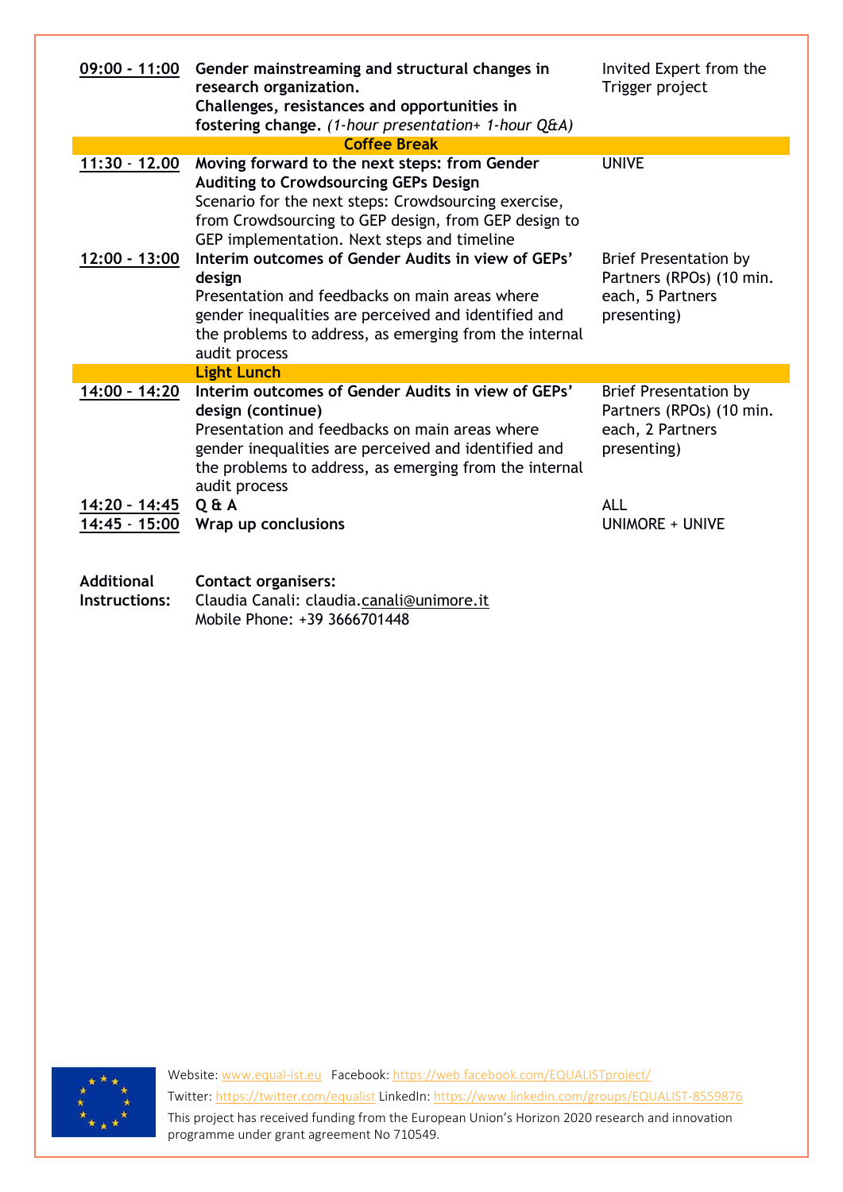| | | |
|---|---|---|
| **09:00 - 11:00** | **Gender mainstreaming and structural changes in research organization. Challenges, resistances and opportunities in fostering change.** *(1-hour presentation+ 1-hour Q&A)* | Invited Expert from the Trigger project |
| | **Coffee Break** | |
| **11:30 - 12.00** | **Moving forward to the next steps: from Gender Auditing to Crowdsourcing GEPs Design** Scenario for the next steps: Crowdsourcing exercise, from Crowdsourcing to GEP design, from GEP design to GEP implementation. Next steps and timeline | UNIVE |
| **12:00 - 13:00** | **Interim outcomes of Gender Audits in view of GEPs' design** Presentation and feedbacks on main areas where gender inequalities are perceived and identified and the problems to address, as emerging from the internal audit process | Brief Presentation by Partners (RPOs) (10 min. each, 5 Partners presenting) |
| | **Light Lunch** | |
| **14:00 - 14:20** | **Interim outcomes of Gender Audits in view of GEPs' design (continue)** Presentation and feedbacks on main areas where gender inequalities are perceived and identified and the problems to address, as emerging from the internal audit process | Brief Presentation by Partners (RPOs) (10 min. each, 2 Partners presenting) |
| **14:20 - 14:45** | **Q & A** | ALL |
| **14:45 - 15:00** | **Wrap up conclusions** | UNIMORE + UNIVE |

**Additional Instructions:**

**Contact organisers:**
Claudia Canali: claudia.canali@unimore.it
Mobile Phone: +39 3666701448

Website: www.equal-ist.eu Facebook: https://web.facebook.com/EQUALISTproject/
Twitter: https://twitter.com/equalist LinkedIn: https://www.linkedin.com/groups/EQUALIST-8559876
This project has received funding from the European Union's Horizon 2020 research and innovation programme under grant agreement No 710549.